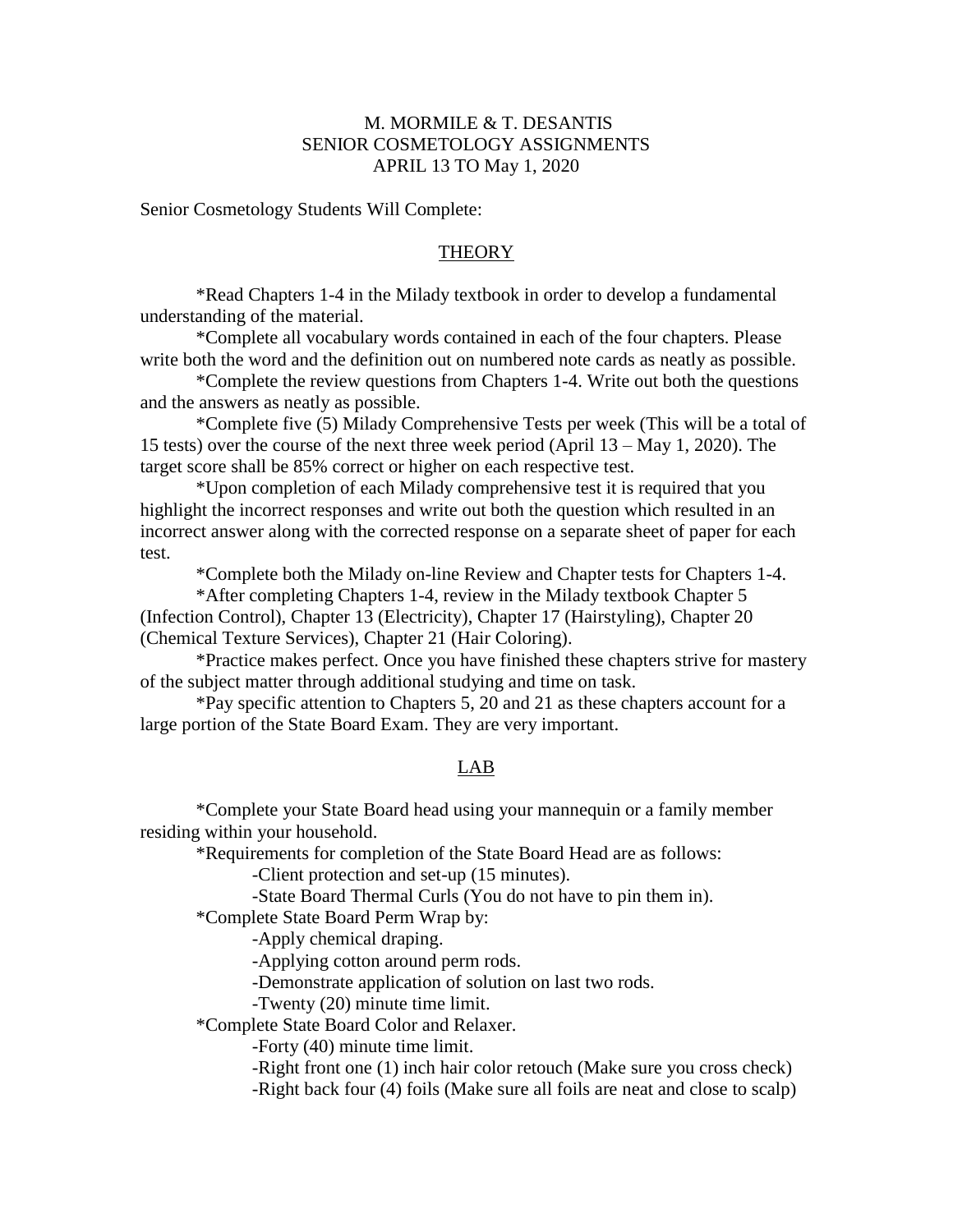M. MORMILE & T. DESANTIS
SENIOR COSMETOLOGY ASSIGNMENTS
APRIL 13 TO May 1, 2020

Senior Cosmetology Students Will Complete:

## THEORY

*Read Chapters 1-4 in the Milady textbook in order to develop a fundamental understanding of the material.

*Complete all vocabulary words contained in each of the four chapters. Please write both the word and the definition out on numbered note cards as neatly as possible.

*Complete the review questions from Chapters 1-4. Write out both the questions and the answers as neatly as possible.

*Complete five (5) Milady Comprehensive Tests per week (This will be a total of 15 tests) over the course of the next three week period (April 13 – May 1, 2020). The target score shall be 85% correct or higher on each respective test.

*Upon completion of each Milady comprehensive test it is required that you highlight the incorrect responses and write out both the question which resulted in an incorrect answer along with the corrected response on a separate sheet of paper for each test.

*Complete both the Milady on-line Review and Chapter tests for Chapters 1-4.

*After completing Chapters 1-4, review in the Milady textbook Chapter 5 (Infection Control), Chapter 13 (Electricity), Chapter 17 (Hairstyling), Chapter 20 (Chemical Texture Services), Chapter 21 (Hair Coloring).

*Practice makes perfect. Once you have finished these chapters strive for mastery of the subject matter through additional studying and time on task.

*Pay specific attention to Chapters 5, 20 and 21 as these chapters account for a large portion of the State Board Exam. They are very important.

## LAB

*Complete your State Board head using your mannequin or a family member residing within your household.

*Requirements for completion of the State Board Head are as follows:

-Client protection and set-up (15 minutes).

-State Board Thermal Curls (You do not have to pin them in).

*Complete State Board Perm Wrap by:

-Apply chemical draping.

-Applying cotton around perm rods.

-Demonstrate application of solution on last two rods.

-Twenty (20) minute time limit.

*Complete State Board Color and Relaxer.

-Forty (40) minute time limit.

-Right front one (1) inch hair color retouch (Make sure you cross check)

-Right back four (4) foils (Make sure all foils are neat and close to scalp)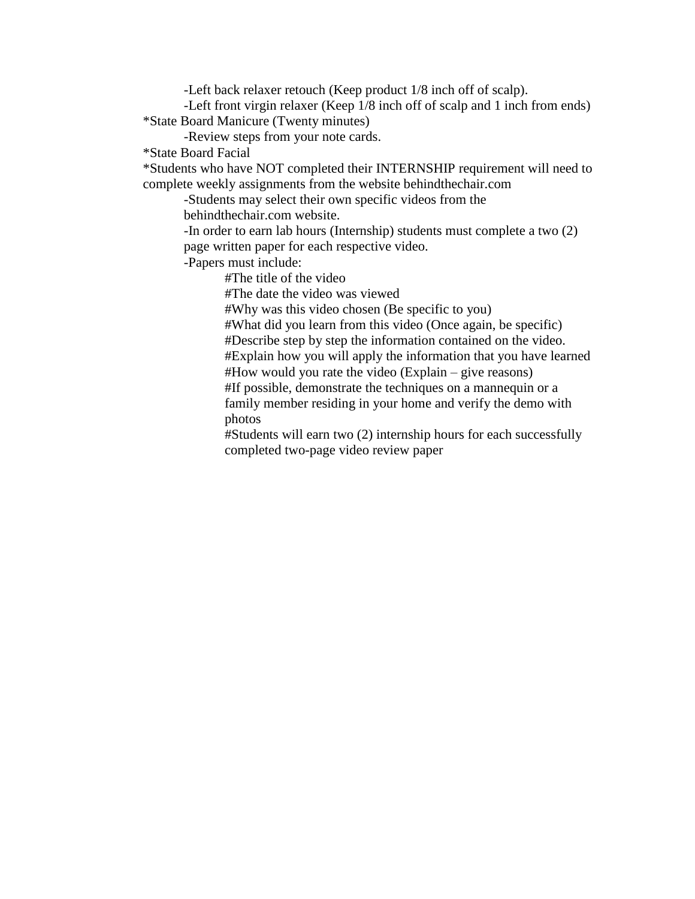- -Left back relaxer retouch (Keep product 1/8 inch off of scalp).
- -Left front virgin relaxer (Keep 1/8 inch off of scalp and 1 inch from ends)

*State Board Manicure (Twenty minutes)

- -Review steps from your note cards.

*State Board Facial

*Students who have NOT completed their INTERNSHIP requirement will need to complete weekly assignments from the website behindthechair.com

- -Students may select their own specific videos from the behindthechair.com website.
- -In order to earn lab hours (Internship) students must complete a two (2) page written paper for each respective video.
- -Papers must include:
  - #The title of the video
  - #The date the video was viewed
  - #Why was this video chosen (Be specific to you)
  - #What did you learn from this video (Once again, be specific)
  - #Describe step by step the information contained on the video.
  - #Explain how you will apply the information that you have learned
  - #How would you rate the video (Explain – give reasons)
  - #If possible, demonstrate the techniques on a mannequin or a family member residing in your home and verify the demo with photos
  - #Students will earn two (2) internship hours for each successfully completed two-page video review paper